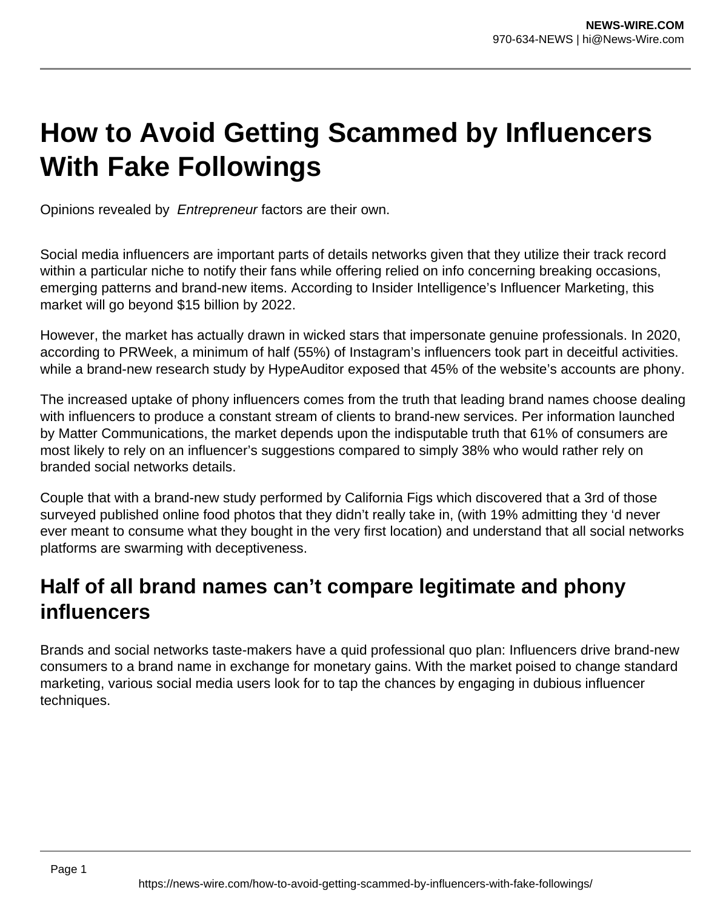# How to Avoid Getting Scammed by Influencers With Fake Followings

Opinions revealed by *Entrepreneur* factors are their own.

Social media influencers are important parts of details networks given that they utilize their track record within a particular niche to notify their fans while offering relied on info concerning breaking occasions, emerging patterns and brand-new items. According to Insider Intelligence's Influencer Marketing, this market will go beyond $15 billion by 2022.

However, the market has actually drawn in wicked stars that impersonate genuine professionals. In 2020, according to PRWeek, a minimum of half (55%) of Instagram's influencers took part in deceitful activities. while a brand-new research study by HypeAuditor exposed that 45% of the website's accounts are phony.

The increased uptake of phony influencers comes from the truth that leading brand names choose dealing with influencers to produce a constant stream of clients to brand-new services. Per information launched by Matter Communications, the market depends upon the indisputable truth that 61% of consumers are most likely to rely on an influencer's suggestions compared to simply 38% who would rather rely on branded social networks details.

Couple that with a brand-new study performed by California Figs which discovered that a 3rd of those surveyed published online food photos that they didn't really take in, (with 19% admitting they 'd never ever meant to consume what they bought in the very first location) and understand that all social networks platforms are swarming with deceptiveness.

## Half of all brand names can't compare legitimate and phony influencers

Brands and social networks taste-makers have a quid professional quo plan: Influencers drive brand-new consumers to a brand name in exchange for monetary gains. With the market poised to change standard marketing, various social media users look for to tap the chances by engaging in dubious influencer techniques.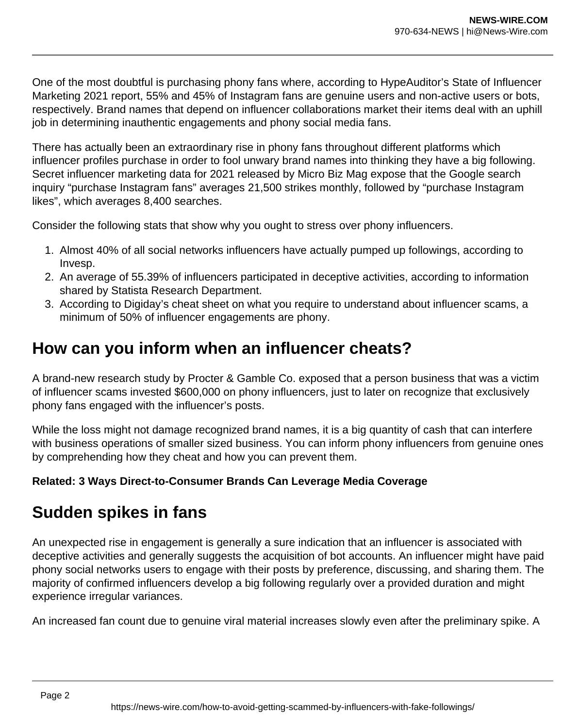One of the most doubtful is purchasing phony fans where, according to HypeAuditor's State of Influencer Marketing 2021 report, 55% and 45% of Instagram fans are genuine users and non-active users or bots, respectively. Brand names that depend on influencer collaborations market their items deal with an uphill job in determining inauthentic engagements and phony social media fans.

There has actually been an extraordinary rise in phony fans throughout different platforms which influencer profiles purchase in order to fool unwary brand names into thinking they have a big following. Secret influencer marketing data for 2021 released by Micro Biz Mag expose that the Google search inquiry "purchase Instagram fans" averages 21,500 strikes monthly, followed by "purchase Instagram likes", which averages 8,400 searches.

Consider the following stats that show why you ought to stress over phony influencers.

1. Almost 40% of all social networks influencers have actually pumped up followings, according to Invesp.
2. An average of 55.39% of influencers participated in deceptive activities, according to information shared by Statista Research Department.
3. According to Digiday's cheat sheet on what you require to understand about influencer scams, a minimum of 50% of influencer engagements are phony.

## How can you inform when an influencer cheats?

A brand-new research study by Procter & Gamble Co. exposed that a person business that was a victim of influencer scams invested $600,000 on phony influencers, just to later on recognize that exclusively phony fans engaged with the influencer's posts.

While the loss might not damage recognized brand names, it is a big quantity of cash that can interfere with business operations of smaller sized business. You can inform phony influencers from genuine ones by comprehending how they cheat and how you can prevent them.

**Related: 3 Ways Direct-to-Consumer Brands Can Leverage Media Coverage**

## Sudden spikes in fans

An unexpected rise in engagement is generally a sure indication that an influencer is associated with deceptive activities and generally suggests the acquisition of bot accounts. An influencer might have paid phony social networks users to engage with their posts by preference, discussing, and sharing them. The majority of confirmed influencers develop a big following regularly over a provided duration and might experience irregular variances.

An increased fan count due to genuine viral material increases slowly even after the preliminary spike. A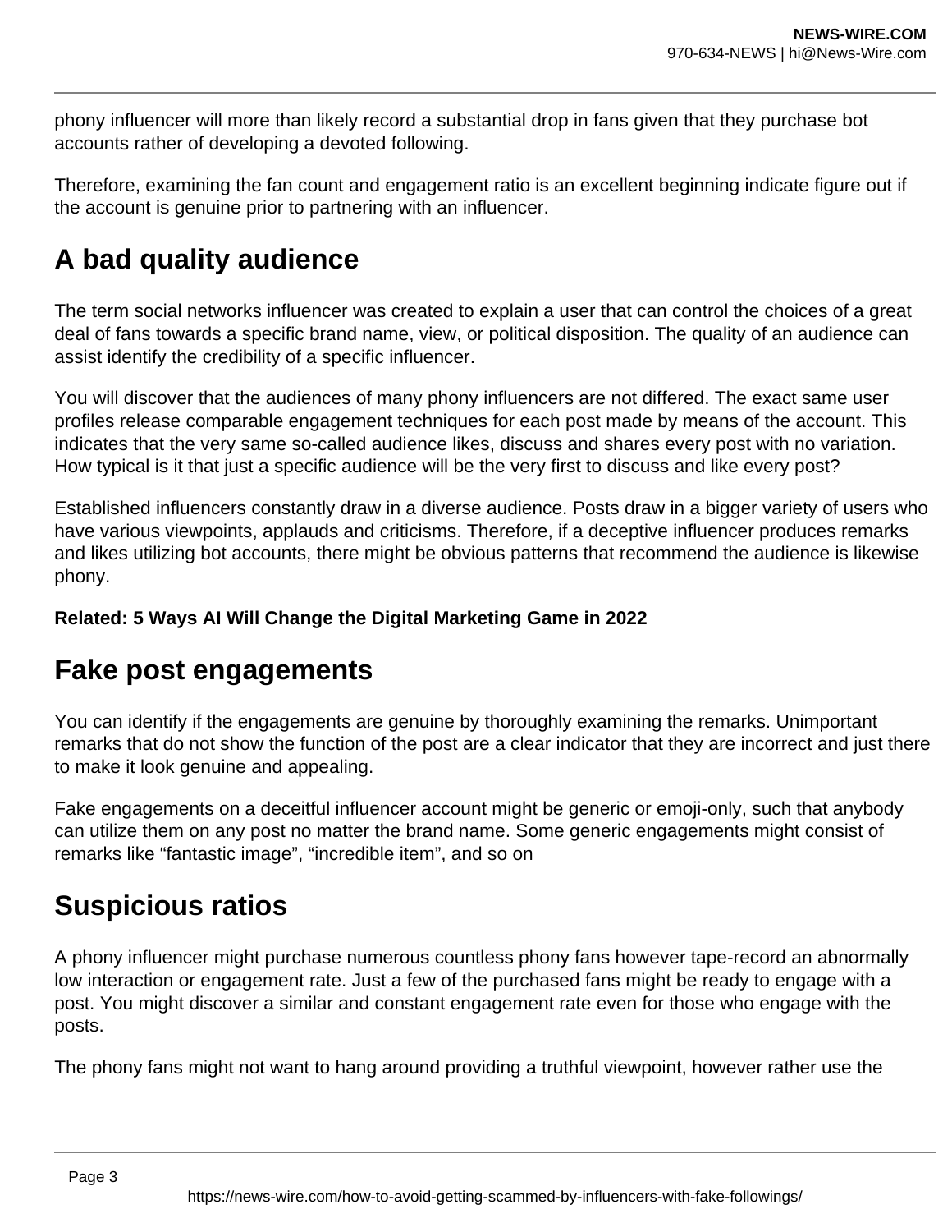phony influencer will more than likely record a substantial drop in fans given that they purchase bot accounts rather of developing a devoted following.

Therefore, examining the fan count and engagement ratio is an excellent beginning indicate figure out if the account is genuine prior to partnering with an influencer.

## A bad quality audience

The term social networks influencer was created to explain a user that can control the choices of a great deal of fans towards a specific brand name, view, or political disposition. The quality of an audience can assist identify the credibility of a specific influencer.

You will discover that the audiences of many phony influencers are not differed. The exact same user profiles release comparable engagement techniques for each post made by means of the account. This indicates that the very same so-called audience likes, discuss and shares every post with no variation. How typical is it that just a specific audience will be the very first to discuss and like every post?

Established influencers constantly draw in a diverse audience. Posts draw in a bigger variety of users who have various viewpoints, applauds and criticisms. Therefore, if a deceptive influencer produces remarks and likes utilizing bot accounts, there might be obvious patterns that recommend the audience is likewise phony.

**Related: 5 Ways AI Will Change the Digital Marketing Game in 2022**

## Fake post engagements

You can identify if the engagements are genuine by thoroughly examining the remarks. Unimportant remarks that do not show the function of the post are a clear indicator that they are incorrect and just there to make it look genuine and appealing.

Fake engagements on a deceitful influencer account might be generic or emoji-only, such that anybody can utilize them on any post no matter the brand name. Some generic engagements might consist of remarks like “fantastic image”, “incredible item”, and so on

## Suspicious ratios

A phony influencer might purchase numerous countless phony fans however tape-record an abnormally low interaction or engagement rate. Just a few of the purchased fans might be ready to engage with a post. You might discover a similar and constant engagement rate even for those who engage with the posts.

The phony fans might not want to hang around providing a truthful viewpoint, however rather use the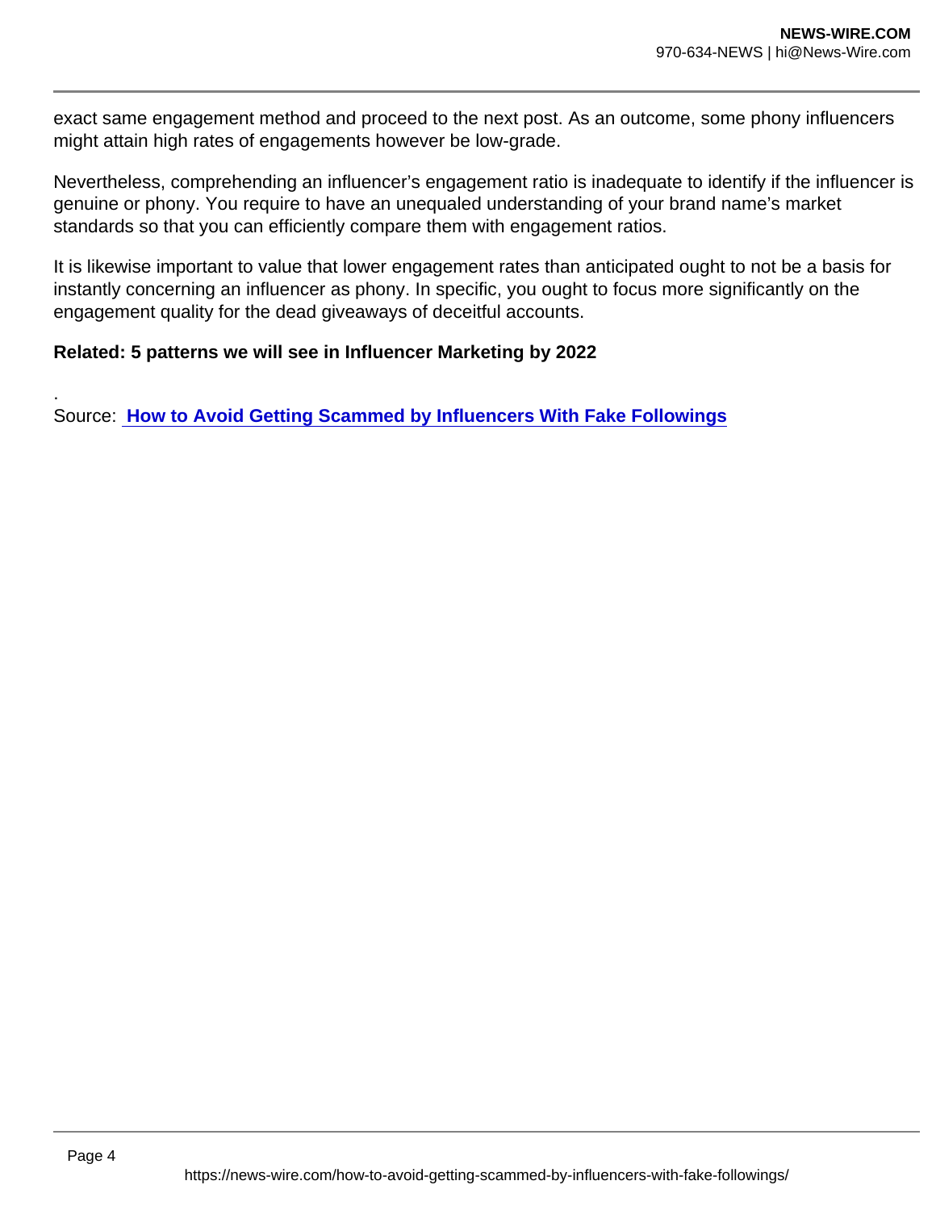exact same engagement method and proceed to the next post. As an outcome, some phony influencers might attain high rates of engagements however be low-grade.

Nevertheless, comprehending an influencer's engagement ratio is inadequate to identify if the influencer is genuine or phony. You require to have an unequaled understanding of your brand name's market standards so that you can efficiently compare them with engagement ratios.

It is likewise important to value that lower engagement rates than anticipated ought to not be a basis for instantly concerning an influencer as phony. In specific, you ought to focus more significantly on the engagement quality for the dead giveaways of deceitful accounts.

**Related: 5 patterns we will see in Influencer Marketing by 2022**

.
Source: **How to Avoid Getting Scammed by Influencers With Fake Followings**